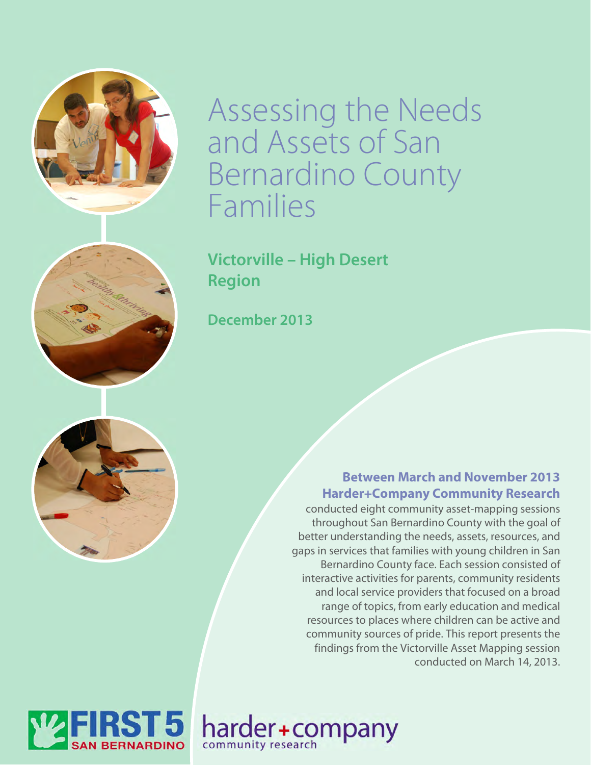# Assessing the Needs and Assets of San Bernardino County Families

## Victorville – High Desert Region

**December 2013**

**Between March and November 2013 Harder+Company Community Research** conducted eight community asset-mapping sessions throughout San Bernardino County with the goal of better understanding the needs, assets, resources, and gaps in services that families with young children in San Bernardino County face. Each session consisted of interactive activities for parents, community residents and local service providers that focused on a broad range of topics, from early education and medical resources to places where children can be active and community sources of pride. This report presents the findings from the Victorville Asset Mapping session conducted on March 14, 2013.

FIRST 5 SAN BERNARDINO

harder+company community research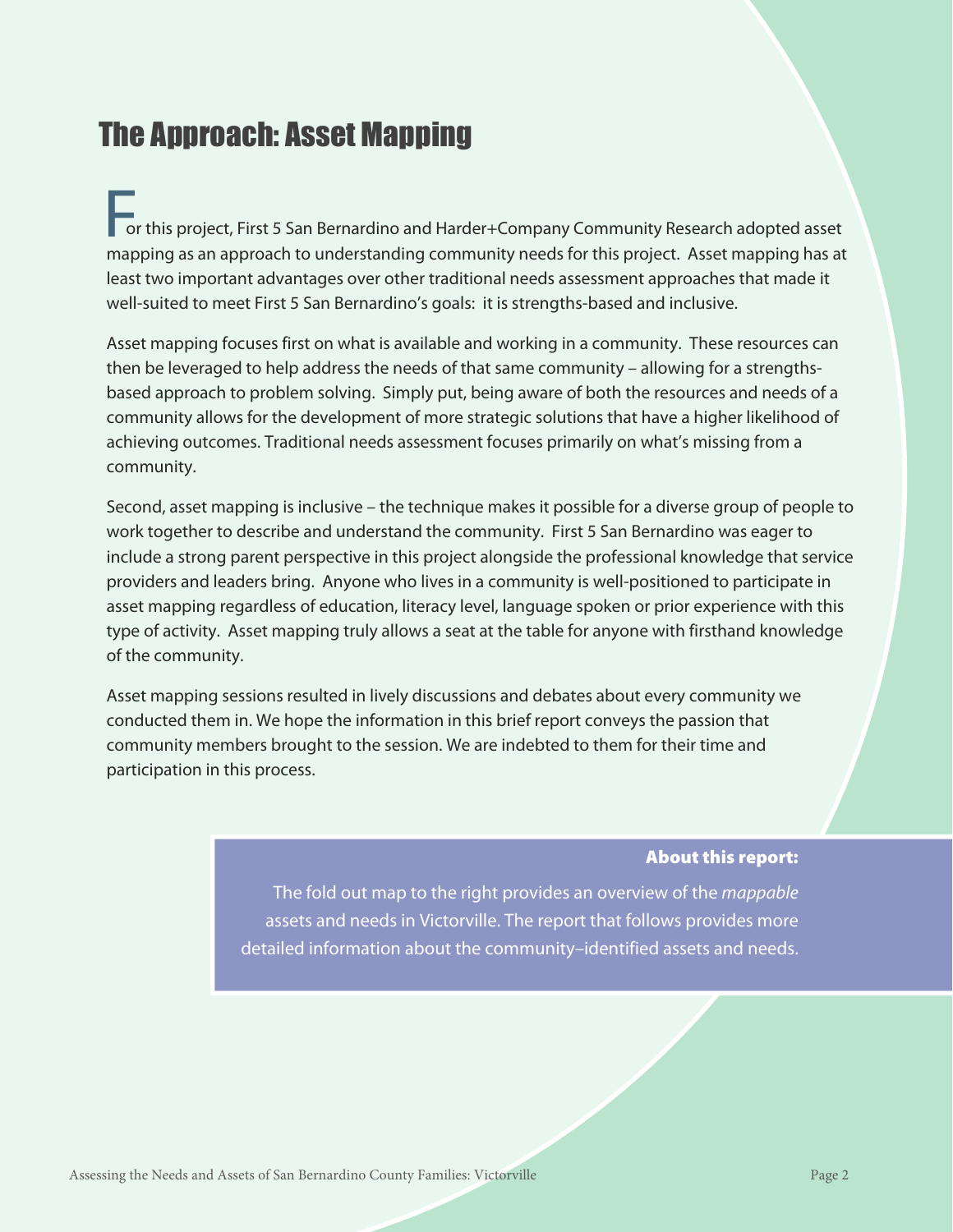# The Approach: Asset Mapping

For this project, First 5 San Bernardino and Harder+Company Community Research adopted asset mapping as an approach to understanding community needs for this project. Asset mapping has at least two important advantages over other traditional needs assessment approaches that made it well-suited to meet First 5 San Bernardino's goals: it is strengths-based and inclusive.

Asset mapping focuses first on what is available and working in a community. These resources can then be leveraged to help address the needs of that same community – allowing for a strengths-based approach to problem solving. Simply put, being aware of both the resources and needs of a community allows for the development of more strategic solutions that have a higher likelihood of achieving outcomes. Traditional needs assessment focuses primarily on what's missing from a community.

Second, asset mapping is inclusive – the technique makes it possible for a diverse group of people to work together to describe and understand the community. First 5 San Bernardino was eager to include a strong parent perspective in this project alongside the professional knowledge that service providers and leaders bring. Anyone who lives in a community is well-positioned to participate in asset mapping regardless of education, literacy level, language spoken or prior experience with this type of activity. Asset mapping truly allows a seat at the table for anyone with firsthand knowledge of the community.

Asset mapping sessions resulted in lively discussions and debates about every community we conducted them in. We hope the information in this brief report conveys the passion that community members brought to the session. We are indebted to them for their time and participation in this process.

**About this report:**

The fold out map to the right provides an overview of the *mappable* assets and needs in Victorville. The report that follows provides more detailed information about the community–identified assets and needs.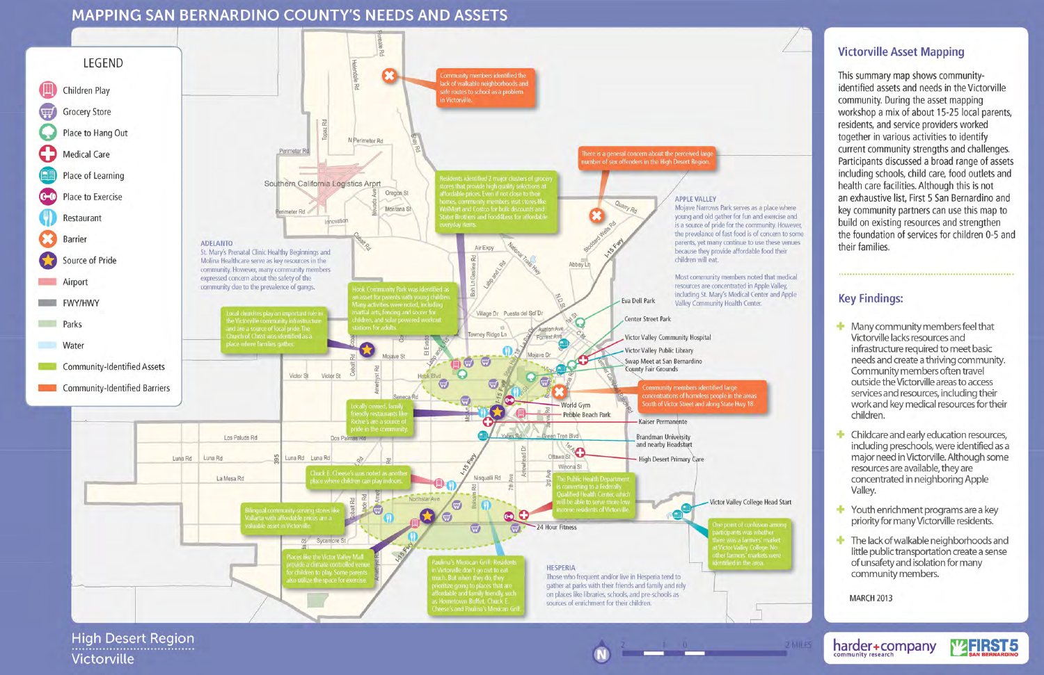# MAPPING SAN BERNARDINO COUNTY'S NEEDS AND ASSETS

## LEGEND

- Children Play
- Grocery Store
- Place to Hang Out
- Medical Care
- Place of Learning
- Place to Exercise
- Restaurant
- Barrier
- Source of Pride
- Airport
- FWY/HWY
- Parks
- Water
- Community-Identified Assets
- Community-Identified Barriers

Community members identified the lack of walkable neighborhoods and safe routes to school as a problem in Victorville.

There is a general concern about the perceived large number of sex offenders in the High Desert Region.

Residents identified 2 major clusters of grocery stores that provide high quality selections at affordable prices. Even if not close to their homes, community members visit stores like WalMart and Costco for bulk discounts and Stater Brothers and Food4Less for affordable everyday items.

**APPLE VALLEY**
Mojave Narrows Park serves as a place where young and old gather for fun and exercise and is a source of pride for the community. However, the prevalence of fast food is of concern to some parents, yet many continue to use these venues because they provide affordable food their children will eat.

Most community members noted that medical resources are concentrated in Apple Valley, including St. Mary's Medical Center and Apple Valley Community Health Center.

**ADELANTO**
St. Mary's Prenatal Clinic Healthy Beginnings and Molina Healthcare serve as key resources in the community. However, many community members expressed concern about the safety of the community due to the prevalence of gangs.

Hook Community Park was identified as an asset for parents with young children. Many activities were noted, including martial arts, fencing and soccer for children, and solar powered workout stations for adults.

Local churches play an important role in the Victorville community infrastructure and are a source of local pride. The Church of Christ was identified as a place where families gather.

Eva Dell Park
Center Street Park
Victor Valley Community Hospital
Victor Valley Public Library
Swap Meet at San Bernardino County Fair Grounds

Community members identified large concentrations of homeless people in the areas South of Victor Street and along State Hwy 18.

World Gym
Pebble Beach Park
Kaiser Permanente
Brandman University and nearby Headstart
High Desert Primary Care

Locally owned, family friendly restaurants like Richie's are a source of pride in the community.

Chuck E. Cheese's was noted as another place where children can play indoors.

The Public Health Department is converting to a Federally Qualified Health Center, which will be able to serve more low income residents of Victorville.

Victor Valley College Head Start

24 Hour Fitness

Bilingual community-serving stores like Vallarta with affordable prices are a valuable asset in Victorville.

Places like the Victor Valley Mall provide a climate controlled venue for children to play. Some parents also utilize the space for exercise.

Paulina's Mexican Grill: Residents in Victorville don't go out to eat much. But when they do, they prioritize going to places that are affordable and family friendly, such as Hometown Buffet, Chuck E. Cheese's and Paulina's Mexican Grill.

**HESPERIA**
Those who frequent and/or live in Hesperia tend to gather at parks with their friends and family and rely on places like libraries, schools, and pre-schools as sources of enrichment for their children.

One point of confusion among participants was whether there was a farmers' market at Victor Valley College. No other farmers' markets were identified in the area.

## Victorville Asset Mapping

This summary map shows community-identified assets and needs in the Victorville community. During the asset mapping workshop a mix of about 15-25 local parents, residents, and service providers worked together in various activities to identify current community strengths and challenges. Participants discussed a broad range of assets including schools, child care, food outlets and health care facilities. Although this is not an exhaustive list, First 5 San Bernardino and key community partners can use this map to build on existing resources and strengthen the foundation of services for children 0-5 and their families.

## Key Findings:

- Many community members feel that Victorville lacks resources and infrastructure required to meet basic needs and create a thriving community. Community members often travel outside the Victorville areas to access services and resources, including their work and key medical resources for their children.
- Childcare and early education resources, including preschools, were identified as a major need in Victorville. Although some resources are available, they are concentrated in neighboring Apple Valley.
- Youth enrichment programs are a key priority for many Victorville residents.
- The lack of walkable neighborhoods and little public transportation create a sense of unsafety and isolation for many community members.

MARCH 2013

High Desert Region
Victorville

harder+company community research
FIRST 5 SAN BERNARDINO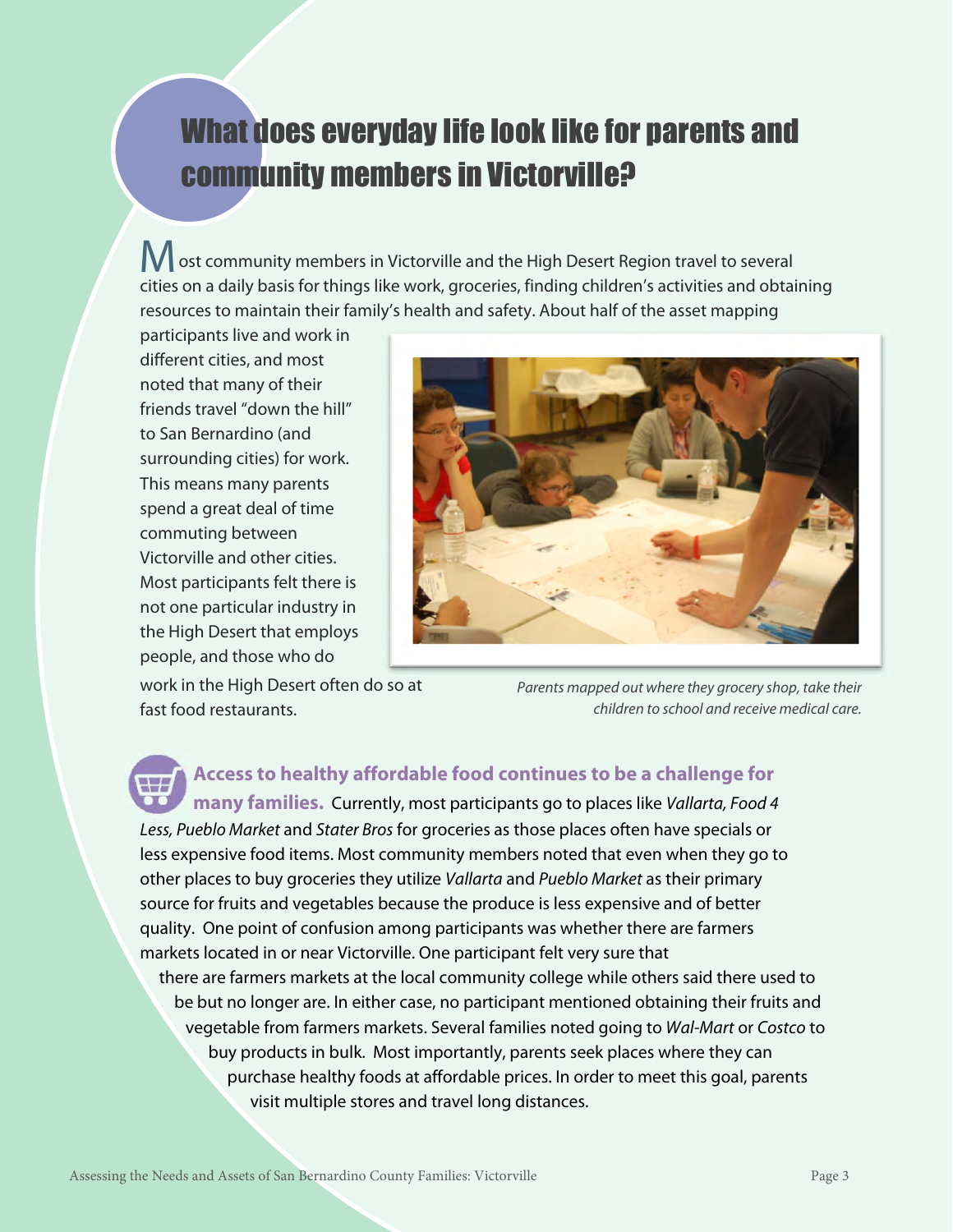# What does everyday life look like for parents and community members in Victorville?

Most community members in Victorville and the High Desert Region travel to several cities on a daily basis for things like work, groceries, finding children's activities and obtaining resources to maintain their family's health and safety. About half of the asset mapping participants live and work in different cities, and most noted that many of their friends travel "down the hill" to San Bernardino (and surrounding cities) for work. This means many parents spend a great deal of time commuting between Victorville and other cities. Most participants felt there is not one particular industry in the High Desert that employs people, and those who do work in the High Desert often do so at fast food restaurants.

*Parents mapped out where they grocery shop, take their children to school and receive medical care.*

**Access to healthy affordable food continues to be a challenge for many families.** Currently, most participants go to places like *Vallarta, Food 4 Less, Pueblo Market* and *Stater Bros* for groceries as those places often have specials or less expensive food items. Most community members noted that even when they go to other places to buy groceries they utilize *Vallarta* and *Pueblo Market* as their primary source for fruits and vegetables because the produce is less expensive and of better quality. One point of confusion among participants was whether there are farmers markets located in or near Victorville. One participant felt very sure that there are farmers markets at the local community college while others said there used to be but no longer are. In either case, no participant mentioned obtaining their fruits and vegetable from farmers markets. Several families noted going to *Wal-Mart* or *Costco* to buy products in bulk. Most importantly, parents seek places where they can purchase healthy foods at affordable prices. In order to meet this goal, parents visit multiple stores and travel long distances.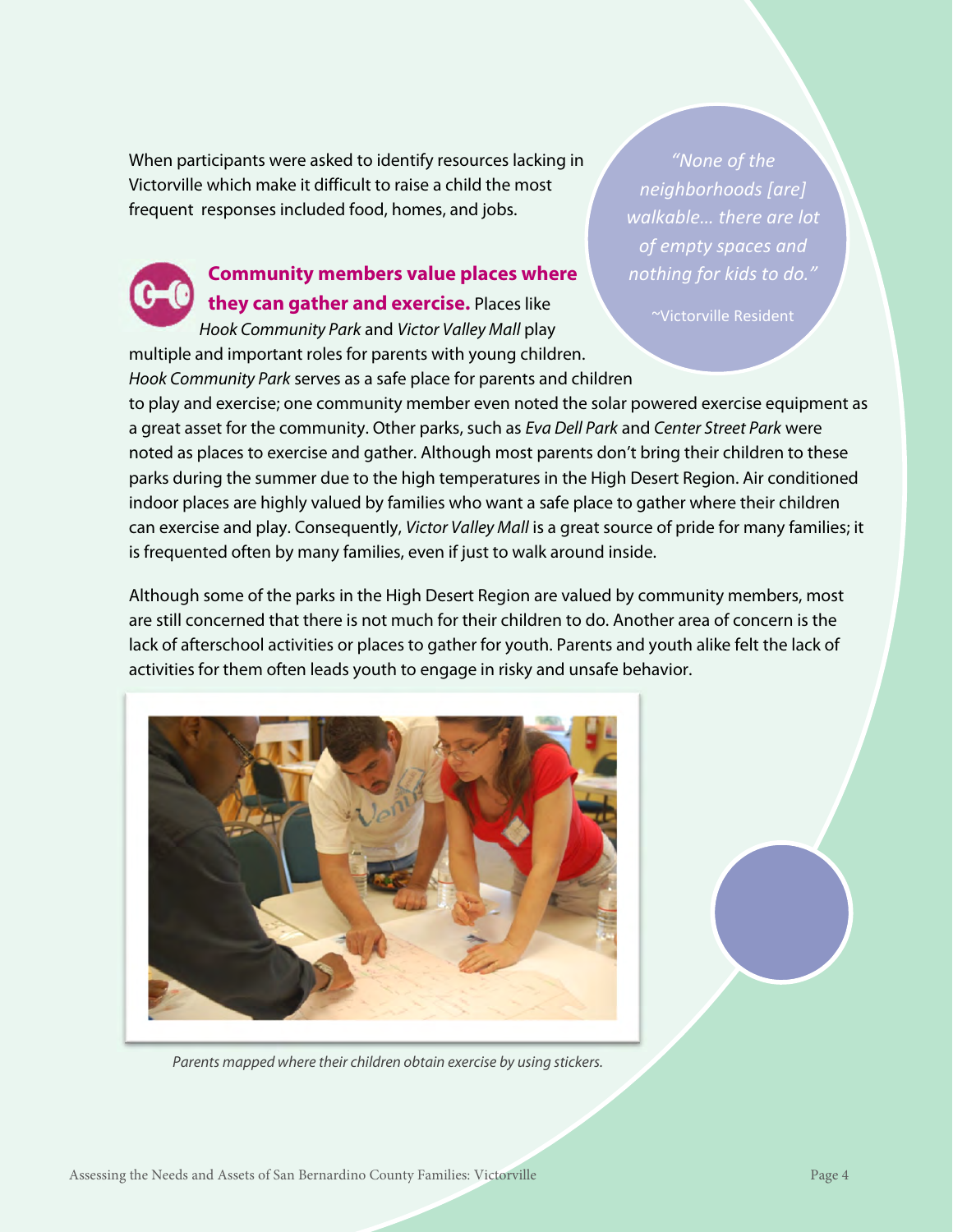When participants were asked to identify resources lacking in Victorville which make it difficult to raise a child the most frequent  responses included food, homes, and jobs.

> *"None of the neighborhoods [are] walkable... there are lot of empty spaces and nothing for kids to do."*
>
> ~Victorville Resident

**Community members value places where they can gather and exercise.** Places like *Hook Community Park* and *Victor Valley Mall* play multiple and important roles for parents with young children. *Hook Community Park* serves as a safe place for parents and children to play and exercise; one community member even noted the solar powered exercise equipment as a great asset for the community. Other parks, such as *Eva Dell Park* and *Center Street Park* were noted as places to exercise and gather. Although most parents don't bring their children to these parks during the summer due to the high temperatures in the High Desert Region. Air conditioned indoor places are highly valued by families who want a safe place to gather where their children can exercise and play. Consequently, *Victor Valley Mall* is a great source of pride for many families; it is frequented often by many families, even if just to walk around inside.

Although some of the parks in the High Desert Region are valued by community members, most are still concerned that there is not much for their children to do. Another area of concern is the lack of afterschool activities or places to gather for youth. Parents and youth alike felt the lack of activities for them often leads youth to engage in risky and unsafe behavior.

*Parents mapped where their children obtain exercise by using stickers.*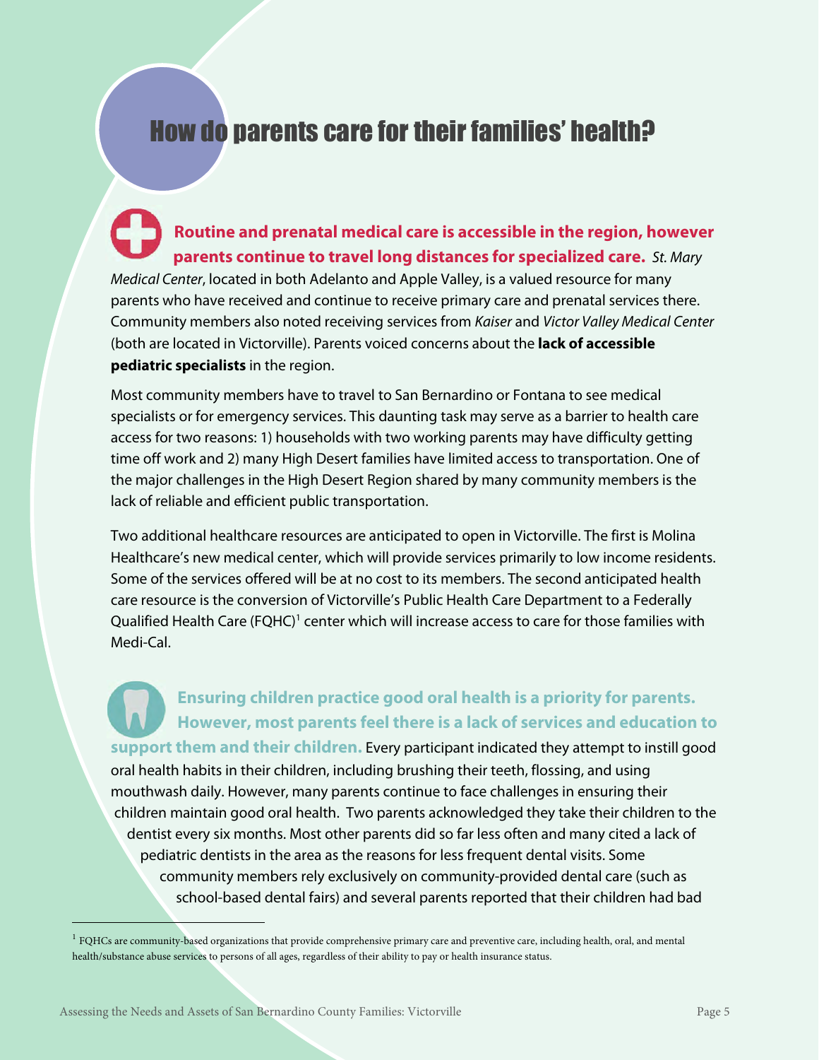# How do parents care for their families' health?

**Routine and prenatal medical care is accessible in the region, however parents continue to travel long distances for specialized care.** *St. Mary Medical Center*, located in both Adelanto and Apple Valley, is a valued resource for many parents who have received and continue to receive primary care and prenatal services there. Community members also noted receiving services from *Kaiser* and *Victor Valley Medical Center* (both are located in Victorville). Parents voiced concerns about the **lack of accessible pediatric specialists** in the region.

Most community members have to travel to San Bernardino or Fontana to see medical specialists or for emergency services. This daunting task may serve as a barrier to health care access for two reasons: 1) households with two working parents may have difficulty getting time off work and 2) many High Desert families have limited access to transportation. One of the major challenges in the High Desert Region shared by many community members is the lack of reliable and efficient public transportation.

Two additional healthcare resources are anticipated to open in Victorville. The first is Molina Healthcare's new medical center, which will provide services primarily to low income residents. Some of the services offered will be at no cost to its members. The second anticipated health care resource is the conversion of Victorville's Public Health Care Department to a Federally Qualified Health Care (FQHC)[1] center which will increase access to care for those families with Medi-Cal.

**Ensuring children practice good oral health is a priority for parents. However, most parents feel there is a lack of services and education to support them and their children.** Every participant indicated they attempt to instill good oral health habits in their children, including brushing their teeth, flossing, and using mouthwash daily. However, many parents continue to face challenges in ensuring their children maintain good oral health. Two parents acknowledged they take their children to the dentist every six months. Most other parents did so far less often and many cited a lack of pediatric dentists in the area as the reasons for less frequent dental visits. Some community members rely exclusively on community-provided dental care (such as school-based dental fairs) and several parents reported that their children had bad

---

[1] FQHCs are community-based organizations that provide comprehensive primary care and preventive care, including health, oral, and mental health/substance abuse services to persons of all ages, regardless of their ability to pay or health insurance status.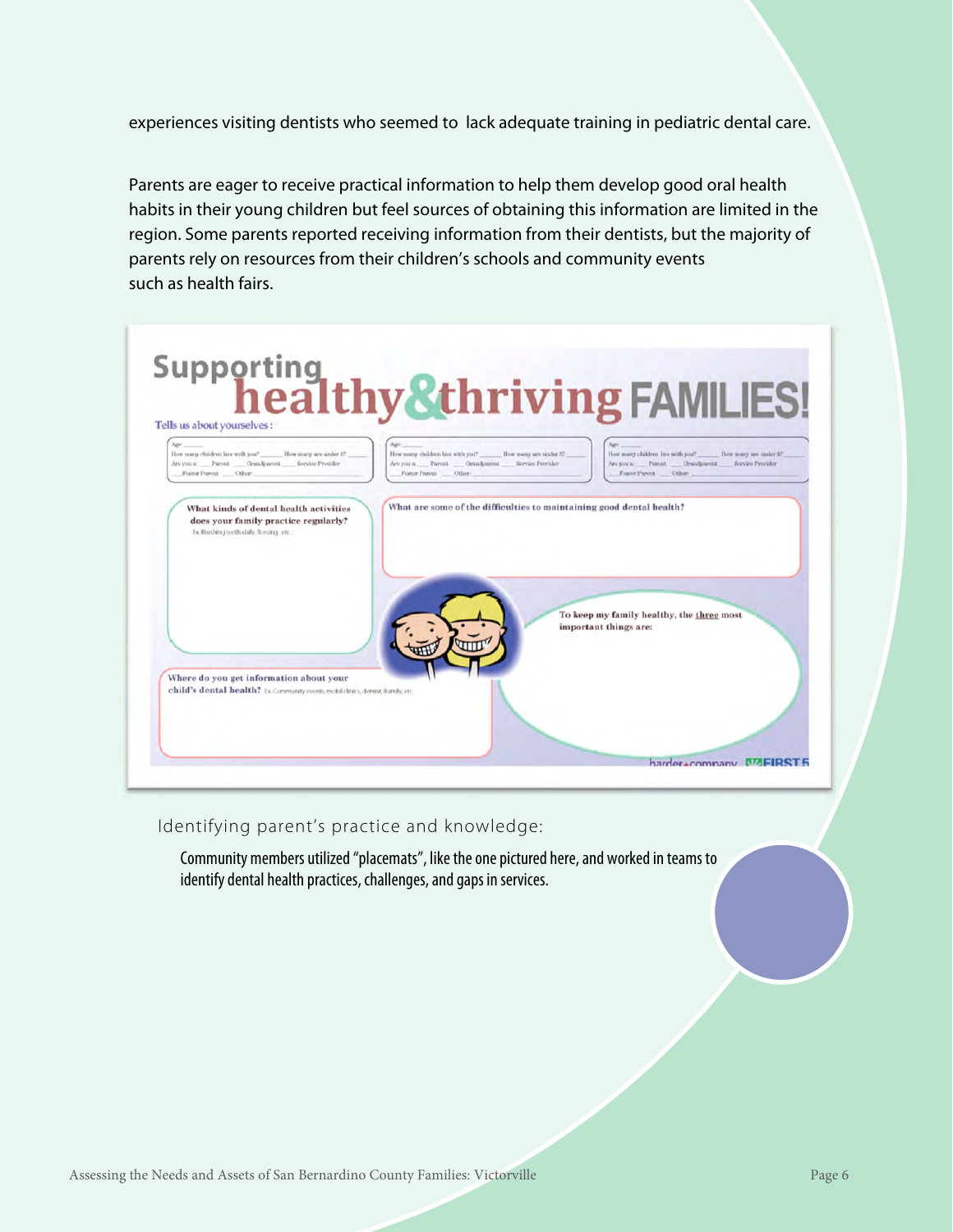experiences visiting dentists who seemed to lack adequate training in pediatric dental care.

Parents are eager to receive practical information to help them develop good oral health habits in their young children but feel sources of obtaining this information are limited in the region. Some parents reported receiving information from their dentists, but the majority of parents rely on resources from their children's schools and community events such as health fairs.

Identifying parent's practice and knowledge:

Community members utilized "placemats", like the one pictured here, and worked in teams to identify dental health practices, challenges, and gaps in services.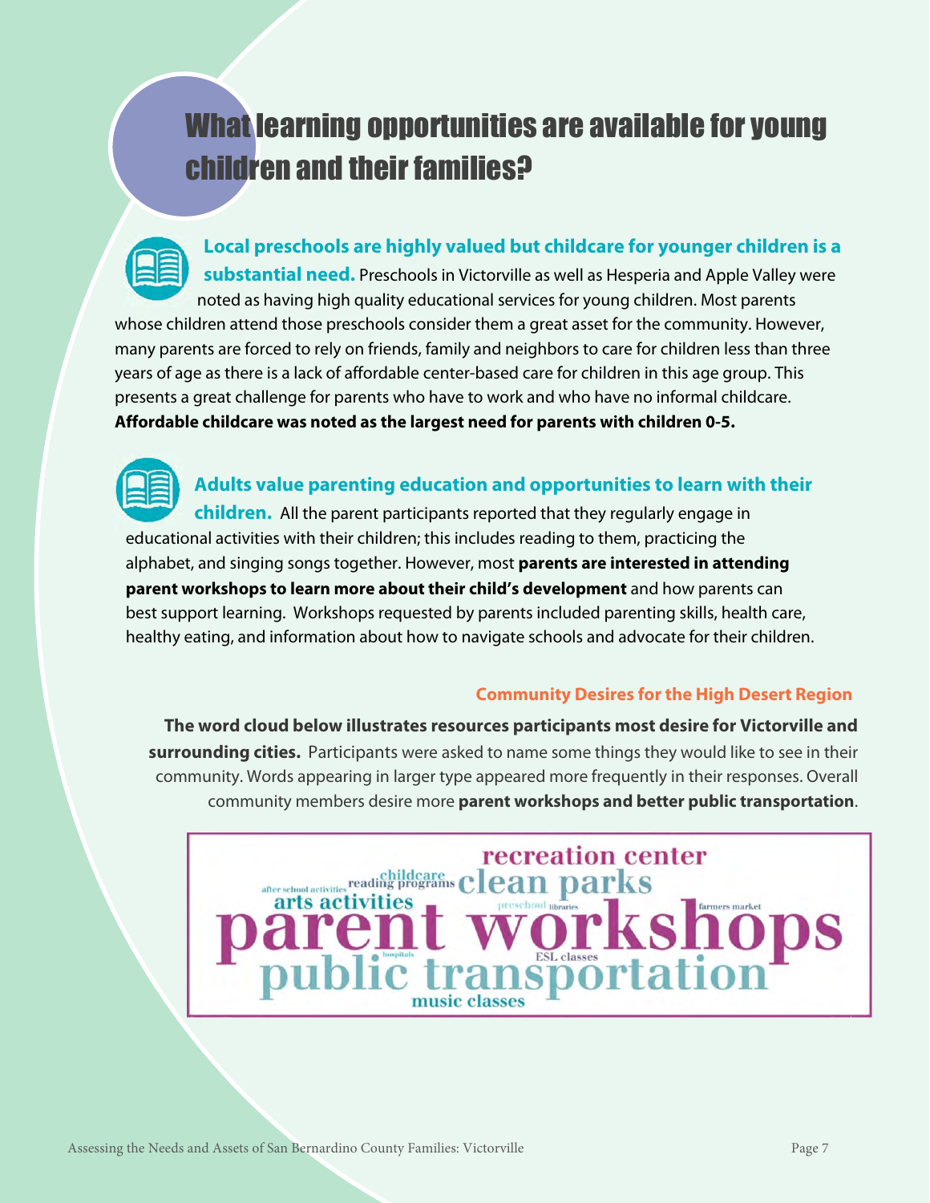# What learning opportunities are available for young children and their families?

**Local preschools are highly valued but childcare for younger children is a substantial need.** Preschools in Victorville as well as Hesperia and Apple Valley were noted as having high quality educational services for young children. Most parents whose children attend those preschools consider them a great asset for the community. However, many parents are forced to rely on friends, family and neighbors to care for children less than three years of age as there is a lack of affordable center-based care for children in this age group. This presents a great challenge for parents who have to work and who have no informal childcare. **Affordable childcare was noted as the largest need for parents with children 0-5.**

**Adults value parenting education and opportunities to learn with their children.** All the parent participants reported that they regularly engage in educational activities with their children; this includes reading to them, practicing the alphabet, and singing songs together. However, most **parents are interested in attending parent workshops to learn more about their child's development** and how parents can best support learning. Workshops requested by parents included parenting skills, health care, healthy eating, and information about how to navigate schools and advocate for their children.

## Community Desires for the High Desert Region

**The word cloud below illustrates resources participants most desire for Victorville and surrounding cities.** Participants were asked to name some things they would like to see in their community. Words appearing in larger type appeared more frequently in their responses. Overall community members desire more **parent workshops and better public transportation**.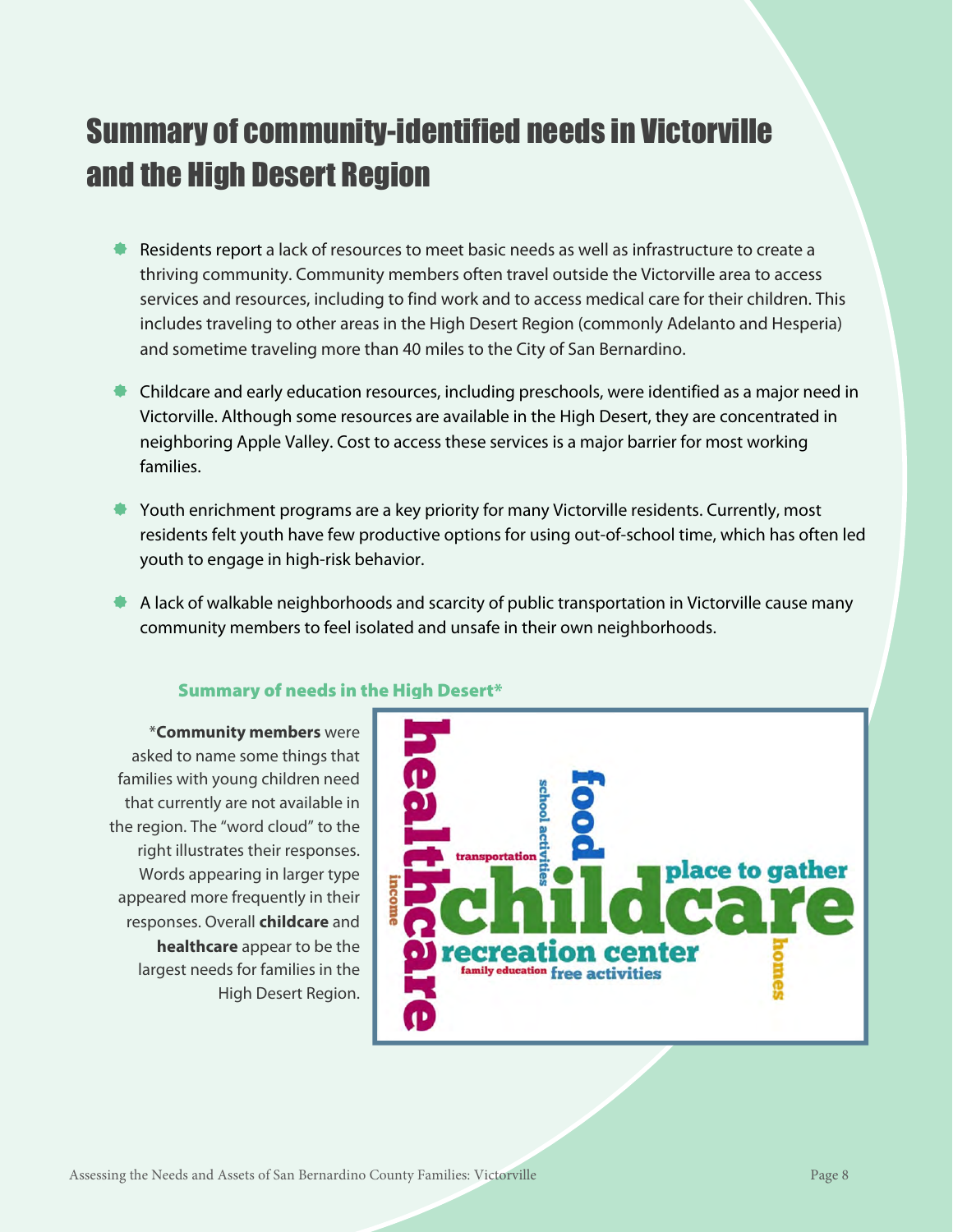# Summary of community-identified needs in Victorville and the High Desert Region

- Residents report a lack of resources to meet basic needs as well as infrastructure to create a thriving community. Community members often travel outside the Victorville area to access services and resources, including to find work and to access medical care for their children. This includes traveling to other areas in the High Desert Region (commonly Adelanto and Hesperia) and sometime traveling more than 40 miles to the City of San Bernardino.
- Childcare and early education resources, including preschools, were identified as a major need in Victorville. Although some resources are available in the High Desert, they are concentrated in neighboring Apple Valley. Cost to access these services is a major barrier for most working families.
- Youth enrichment programs are a key priority for many Victorville residents. Currently, most residents felt youth have few productive options for using out-of-school time, which has often led youth to engage in high-risk behavior.
- A lack of walkable neighborhoods and scarcity of public transportation in Victorville cause many community members to feel isolated and unsafe in their own neighborhoods.

### Summary of needs in the High Desert*

*__Community members__ were asked to name some things that families with young children need that currently are not available in the region. The "word cloud" to the right illustrates their responses. Words appearing in larger type appeared more frequently in their responses. Overall **childcare** and **healthcare** appear to be the largest needs for families in the High Desert Region.

healthcare, childcare, food, school activities, transportation, place to gather, income, recreation center, family education, free activities, homes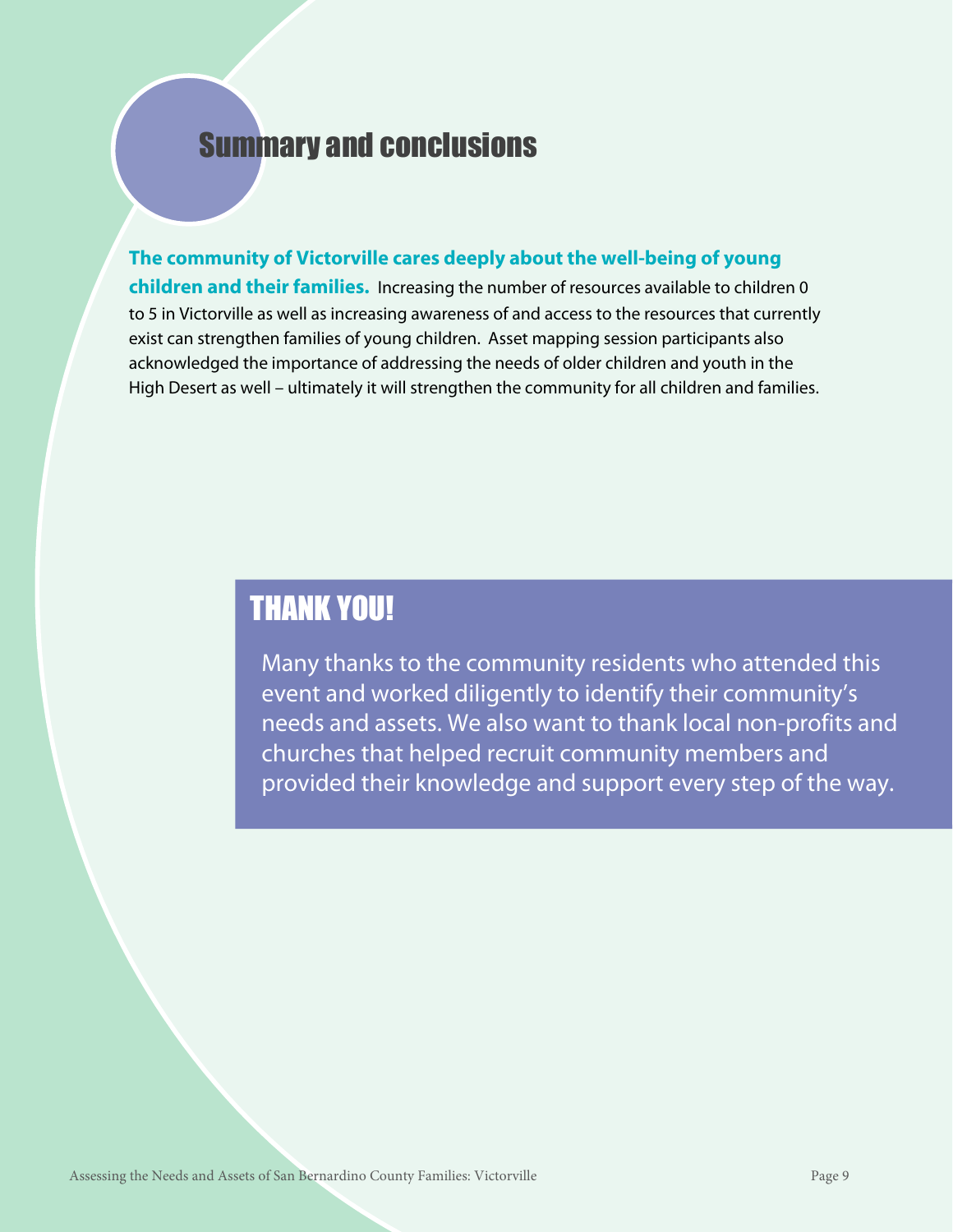# Summary and conclusions

**The community of Victorville cares deeply about the well-being of young children and their families.** Increasing the number of resources available to children 0 to 5 in Victorville as well as increasing awareness of and access to the resources that currently exist can strengthen families of young children. Asset mapping session participants also acknowledged the importance of addressing the needs of older children and youth in the High Desert as well – ultimately it will strengthen the community for all children and families.

## THANK YOU!

Many thanks to the community residents who attended this event and worked diligently to identify their community's needs and assets. We also want to thank local non-profits and churches that helped recruit community members and provided their knowledge and support every step of the way.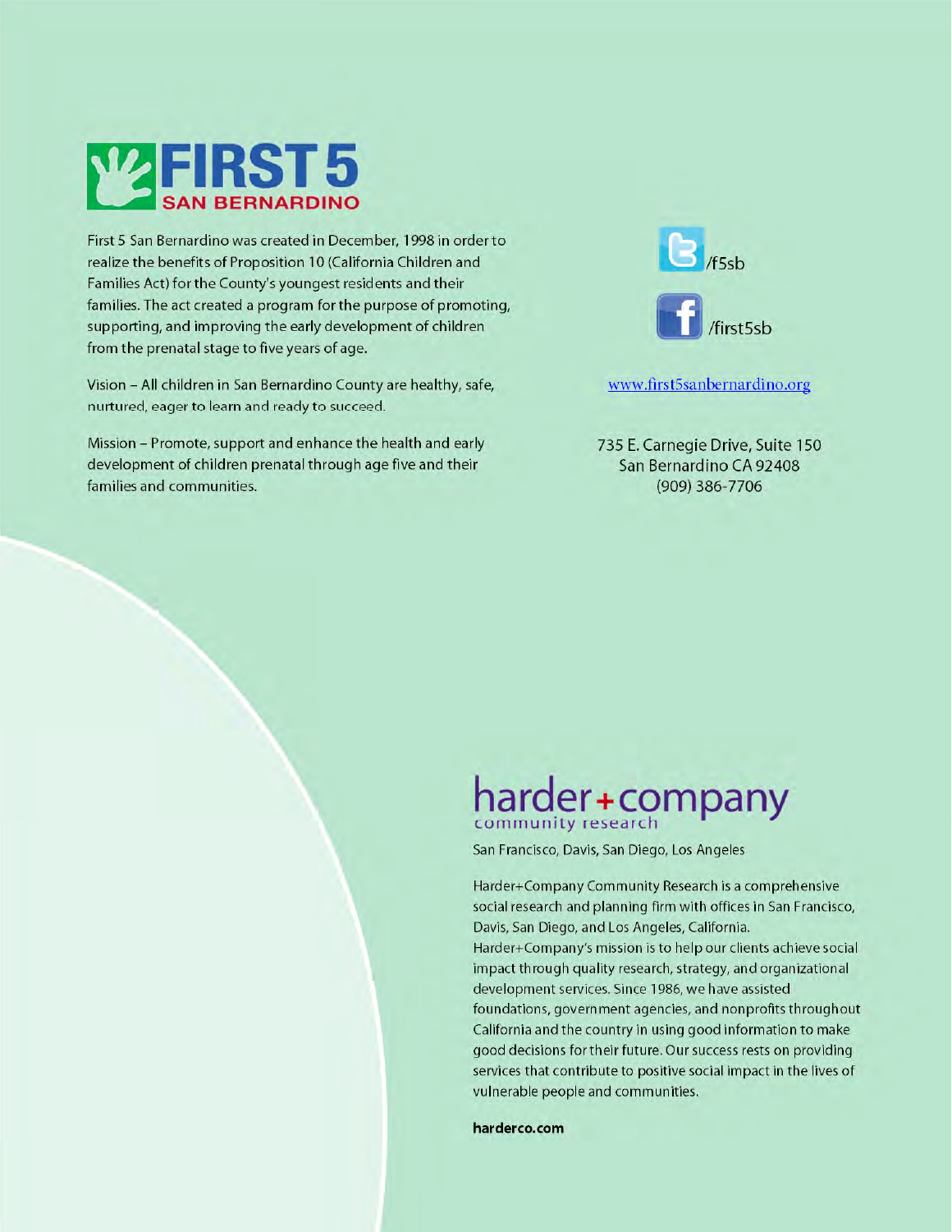# FIRST 5 SAN BERNARDINO

First 5 San Bernardino was created in December, 1998 in order to realize the benefits of Proposition 10 (California Children and Families Act) for the County's youngest residents and their families. The act created a program for the purpose of promoting, supporting, and improving the early development of children from the prenatal stage to five years of age.

Vision – All children in San Bernardino County are healthy, safe, nurtured, eager to learn and ready to succeed.

Mission – Promote, support and enhance the health and early development of children prenatal through age five and their families and communities.

/f5sb

/first5sb

www.first5sanbernardino.org

735 E. Carnegie Drive, Suite 150
San Bernardino CA 92408
(909) 386-7706

## harder+company
community research

San Francisco, Davis, San Diego, Los Angeles

Harder+Company Community Research is a comprehensive social research and planning firm with offices in San Francisco, Davis, San Diego, and Los Angeles, California.
Harder+Company's mission is to help our clients achieve social impact through quality research, strategy, and organizational development services. Since 1986, we have assisted foundations, government agencies, and nonprofits throughout California and the country in using good information to make good decisions for their future. Our success rests on providing services that contribute to positive social impact in the lives of vulnerable people and communities.

**harderco.com**